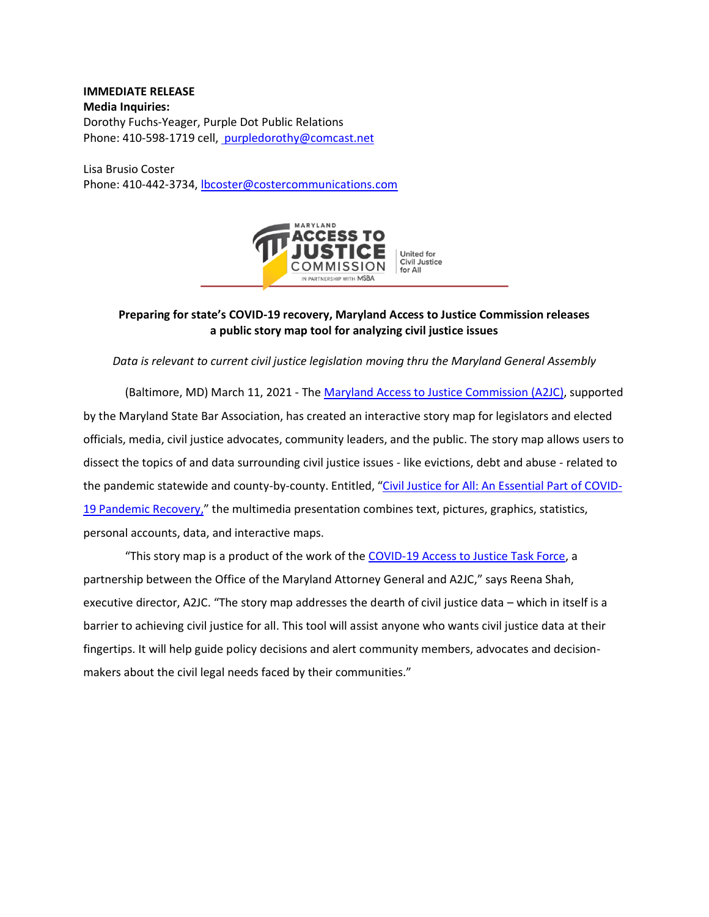**IMMEDIATE RELEASE**
**Media Inquiries:**
Dorothy Fuchs-Yeager, Purple Dot Public Relations
Phone: 410-598-1719 cell, purpledorothy@comcast.net

Lisa Brusio Coster
Phone: 410-442-3734, lbcoster@costercommunications.com

MARYLAND ACCESS TO JUSTICE COMMISSION
IN PARTNERSHIP WITH MSBA
United for Civil Justice for All

**Preparing for state's COVID-19 recovery, Maryland Access to Justice Commission releases a public story map tool for analyzing civil justice issues**

*Data is relevant to current civil justice legislation moving thru the Maryland General Assembly*

(Baltimore, MD) March 11, 2021 - The Maryland Access to Justice Commission (A2JC), supported by the Maryland State Bar Association, has created an interactive story map for legislators and elected officials, media, civil justice advocates, community leaders, and the public. The story map allows users to dissect the topics of and data surrounding civil justice issues - like evictions, debt and abuse - related to the pandemic statewide and county-by-county. Entitled, "Civil Justice for All: An Essential Part of COVID-19 Pandemic Recovery," the multimedia presentation combines text, pictures, graphics, statistics, personal accounts, data, and interactive maps.

"This story map is a product of the work of the COVID-19 Access to Justice Task Force, a partnership between the Office of the Maryland Attorney General and A2JC," says Reena Shah, executive director, A2JC. "The story map addresses the dearth of civil justice data – which in itself is a barrier to achieving civil justice for all. This tool will assist anyone who wants civil justice data at their fingertips. It will help guide policy decisions and alert community members, advocates and decision-makers about the civil legal needs faced by their communities."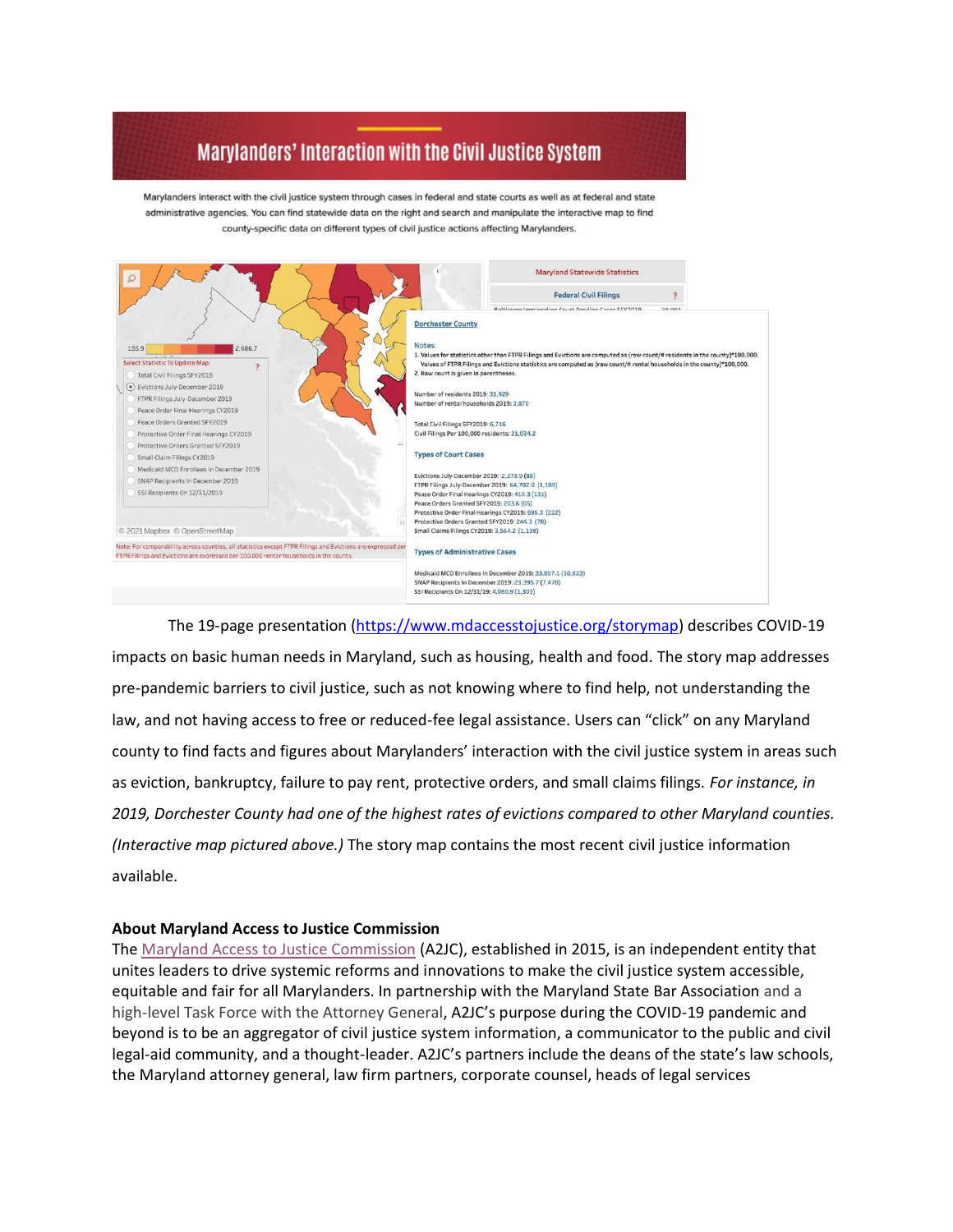The 19-page presentation (https://www.mdaccesstojustice.org/storymap) describes COVID-19 impacts on basic human needs in Maryland, such as housing, health and food. The story map addresses pre-pandemic barriers to civil justice, such as not knowing where to find help, not understanding the law, and not having access to free or reduced-fee legal assistance. Users can "click" on any Maryland county to find facts and figures about Marylanders' interaction with the civil justice system in areas such as eviction, bankruptcy, failure to pay rent, protective orders, and small claims filings. *For instance, in 2019, Dorchester County had one of the highest rates of evictions compared to other Maryland counties. (Interactive map pictured above.)* The story map contains the most recent civil justice information available.

**About Maryland Access to Justice Commission**

The Maryland Access to Justice Commission (A2JC), established in 2015, is an independent entity that unites leaders to drive systemic reforms and innovations to make the civil justice system accessible, equitable and fair for all Marylanders. In partnership with the Maryland State Bar Association and a high-level Task Force with the Attorney General, A2JC's purpose during the COVID-19 pandemic and beyond is to be an aggregator of civil justice system information, a communicator to the public and civil legal-aid community, and a thought-leader. A2JC's partners include the deans of the state's law schools, the Maryland attorney general, law firm partners, corporate counsel, heads of legal services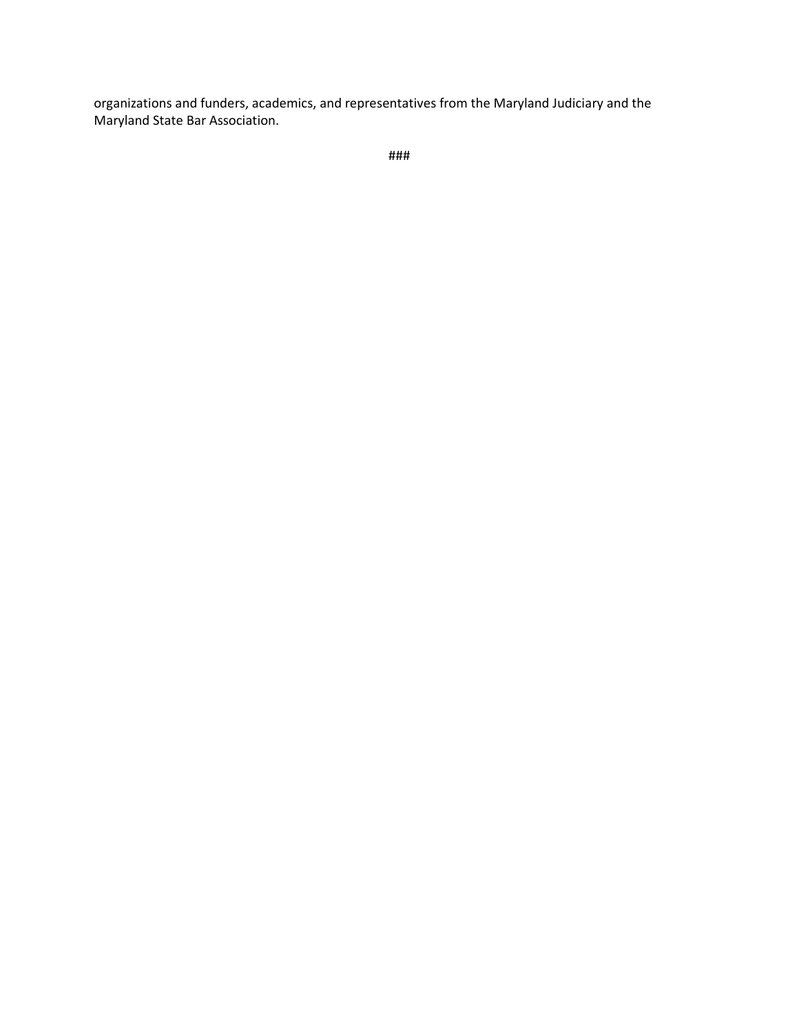organizations and funders, academics, and representatives from the Maryland Judiciary and the Maryland State Bar Association.

###